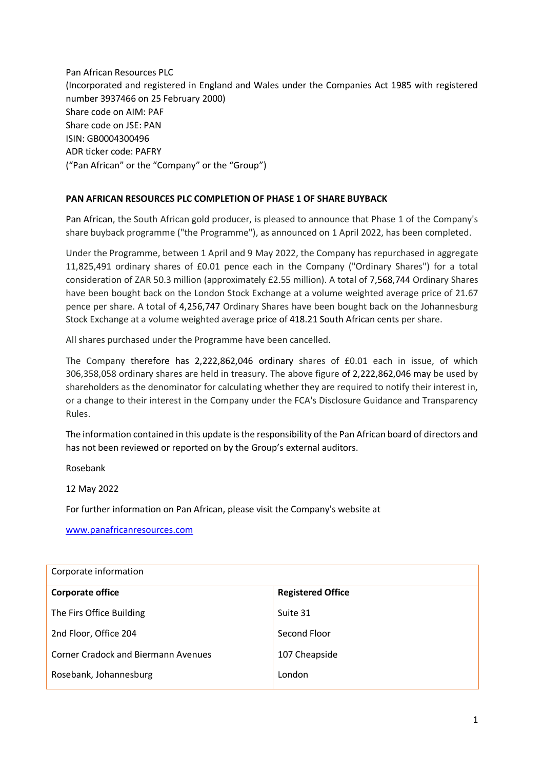Pan African Resources PLC
(Incorporated and registered in England and Wales under the Companies Act 1985 with registered number 3937466 on 25 February 2000)
Share code on AIM: PAF
Share code on JSE: PAN
ISIN: GB0004300496
ADR ticker code: PAFRY
("Pan African" or the "Company" or the "Group")

**PAN AFRICAN RESOURCES PLC COMPLETION OF PHASE 1 OF SHARE BUYBACK**

Pan African, the South African gold producer, is pleased to announce that Phase 1 of the Company's share buyback programme ("the Programme"), as announced on 1 April 2022, has been completed.

Under the Programme, between 1 April and 9 May 2022, the Company has repurchased in aggregate 11,825,491 ordinary shares of £0.01 pence each in the Company ("Ordinary Shares") for a total consideration of ZAR 50.3 million (approximately £2.55 million). A total of 7,568,744 Ordinary Shares have been bought back on the London Stock Exchange at a volume weighted average price of 21.67 pence per share. A total of 4,256,747 Ordinary Shares have been bought back on the Johannesburg Stock Exchange at a volume weighted average price of 418.21 South African cents per share.

All shares purchased under the Programme have been cancelled.

The Company therefore has 2,222,862,046 ordinary shares of £0.01 each in issue, of which 306,358,058 ordinary shares are held in treasury. The above figure of 2,222,862,046 may be used by shareholders as the denominator for calculating whether they are required to notify their interest in, or a change to their interest in the Company under the FCA's Disclosure Guidance and Transparency Rules.

The information contained in this update is the responsibility of the Pan African board of directors and has not been reviewed or reported on by the Group's external auditors.

Rosebank

12 May 2022

For further information on Pan African, please visit the Company's website at

[www.panafricanresources.com](http://www.panafricanresources.com)

| Corporate information | |
|---|---|
| **Corporate office** | **Registered Office** |
| The Firs Office Building | Suite 31 |
| 2nd Floor, Office 204 | Second Floor |
| Corner Cradock and Biermann Avenues | 107 Cheapside |
| Rosebank, Johannesburg | London |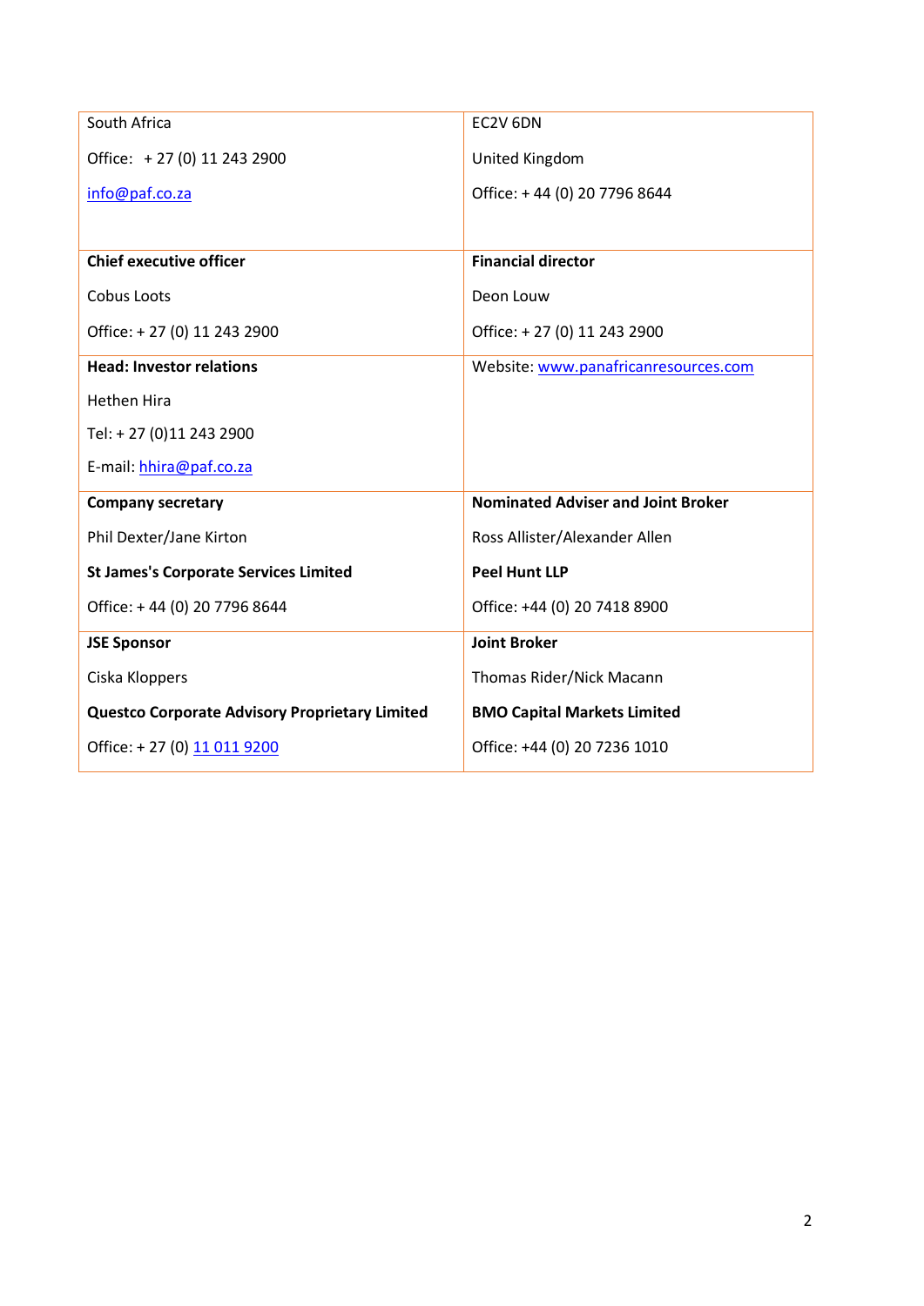| | |
|---|---|
| South Africa<br><br>Office: + 27 (0) 11 243 2900<br><br>info@paf.co.za | EC2V 6DN<br><br>United Kingdom<br><br>Office: + 44 (0) 20 7796 8644 |
| **Chief executive officer**<br><br>Cobus Loots<br><br>Office: + 27 (0) 11 243 2900 | **Financial director**<br><br>Deon Louw<br><br>Office: + 27 (0) 11 243 2900 |
| **Head: Investor relations**<br><br>Hethen Hira<br><br>Tel: + 27 (0)11 243 2900<br><br>E-mail: hhira@paf.co.za | Website: www.panafricanresources.com |
| **Company secretary**<br><br>Phil Dexter/Jane Kirton<br><br>**St James's Corporate Services Limited**<br><br>Office: + 44 (0) 20 7796 8644 | **Nominated Adviser and Joint Broker**<br><br>Ross Allister/Alexander Allen<br><br>**Peel Hunt LLP**<br><br>Office: +44 (0) 20 7418 8900 |
| **JSE Sponsor**<br><br>Ciska Kloppers<br><br>**Questco Corporate Advisory Proprietary Limited**<br><br>Office: + 27 (0) 11 011 9200 | **Joint Broker**<br><br>Thomas Rider/Nick Macann<br><br>**BMO Capital Markets Limited**<br><br>Office: +44 (0) 20 7236 1010 |